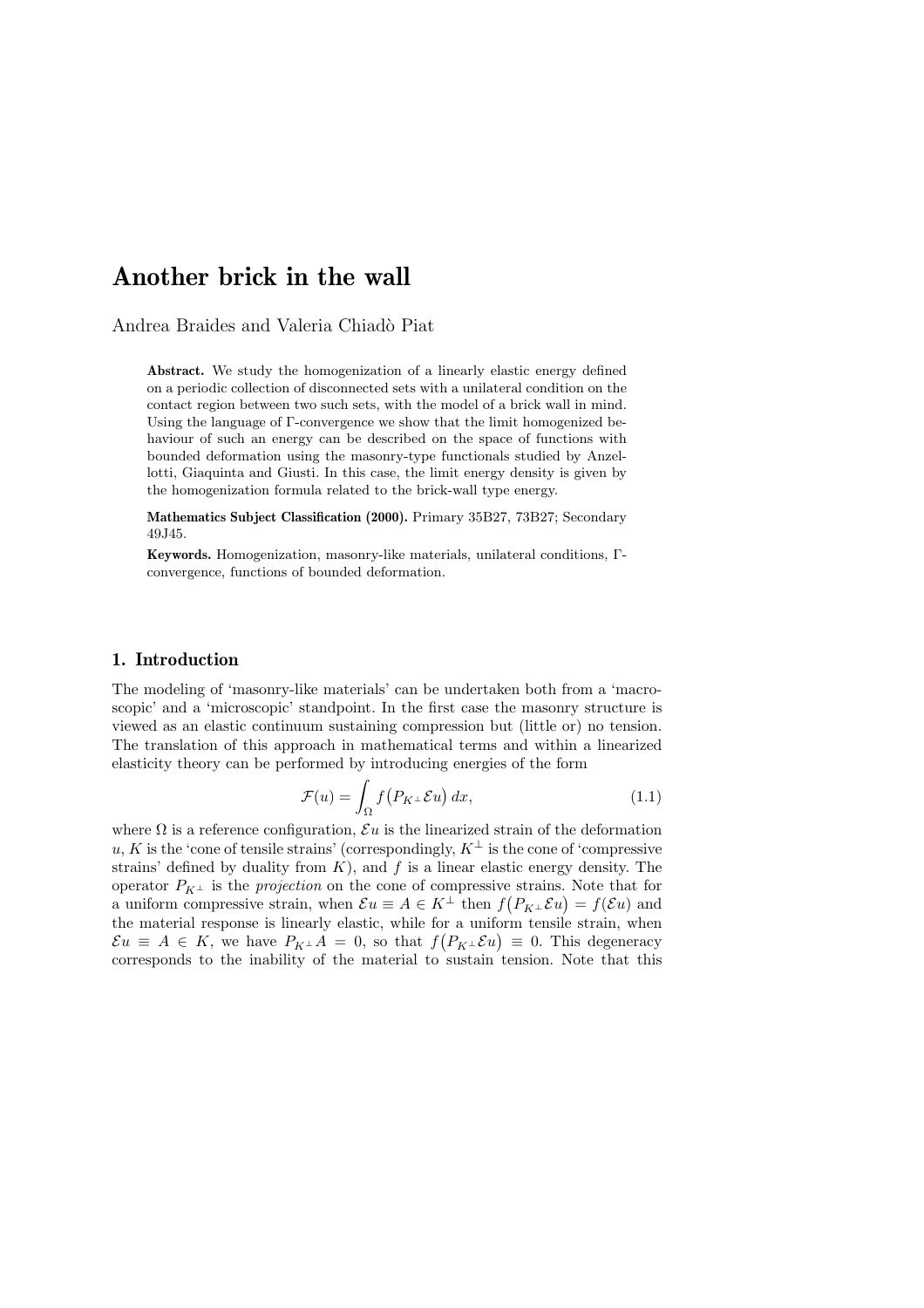# Another brick in the wall

Andrea Braides and Valeria Chiadò Piat

**Abstract.** We study the homogenization of a linearly elastic energy defined on a periodic collection of disconnected sets with a unilateral condition on the contact region between two such sets, with the model of a brick wall in mind. Using the language of Γ-convergence we show that the limit homogenized behaviour of such an energy can be described on the space of functions with bounded deformation using the masonry-type functionals studied by Anzellotti, Giaquinta and Giusti. In this case, the limit energy density is given by the homogenization formula related to the brick-wall type energy.

**Mathematics Subject Classification (2000).** Primary 35B27, 73B27; Secondary 49J45.

**Keywords.** Homogenization, masonry-like materials, unilateral conditions, Γ-convergence, functions of bounded deformation.

## 1. Introduction

The modeling of 'masonry-like materials' can be undertaken both from a 'macroscopic' and a 'microscopic' standpoint. In the first case the masonry structure is viewed as an elastic continuum sustaining compression but (little or) no tension. The translation of this approach in mathematical terms and within a linearized elasticity theory can be performed by introducing energies of the form

$$\mathcal{F}(u) = \int_{\Omega} f\big(P_{K^{\perp}} \mathcal{E}u\big)\, dx, \tag{1.1}$$

where $\Omega$ is a reference configuration, $\mathcal{E}u$ is the linearized strain of the deformation $u$, $K$ is the 'cone of tensile strains' (correspondingly, $K^{\perp}$ is the cone of 'compressive strains' defined by duality from $K$), and $f$ is a linear elastic energy density. The operator $P_{K^{\perp}}$ is the *projection* on the cone of compressive strains. Note that for a uniform compressive strain, when $\mathcal{E}u \equiv A \in K^{\perp}$ then $f\big(P_{K^{\perp}}\mathcal{E}u\big) = f(\mathcal{E}u)$ and the material response is linearly elastic, while for a uniform tensile strain, when $\mathcal{E}u \equiv A \in K$, we have $P_{K^{\perp}}A = 0$, so that $f\big(P_{K^{\perp}}\mathcal{E}u\big) \equiv 0$. This degeneracy corresponds to the inability of the material to sustain tension. Note that this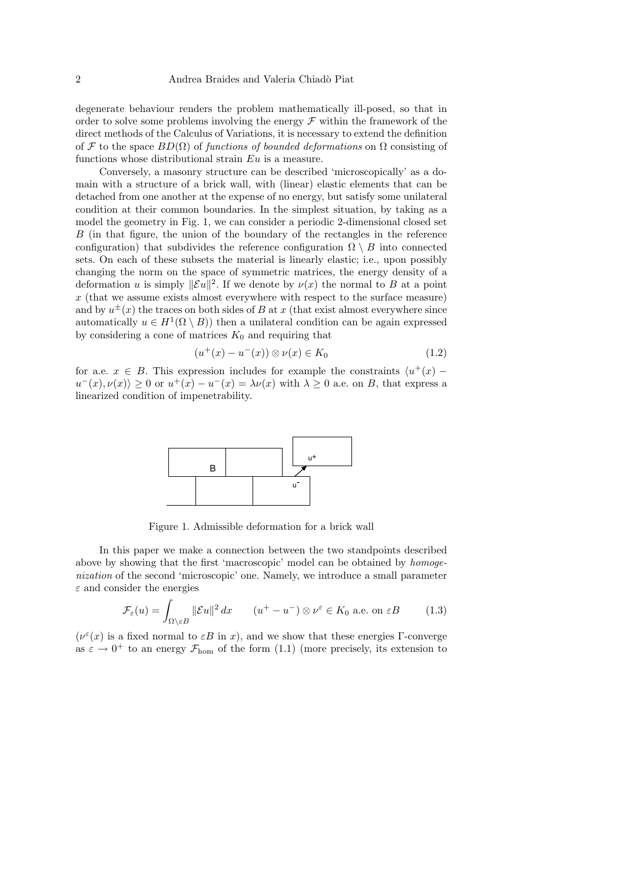degenerate behaviour renders the problem mathematically ill-posed, so that in order to solve some problems involving the energy $\mathcal{F}$ within the framework of the direct methods of the Calculus of Variations, it is necessary to extend the definition of $\mathcal{F}$ to the space $BD(\Omega)$ of *functions of bounded deformations* on $\Omega$ consisting of functions whose distributional strain $Eu$ is a measure.

Conversely, a masonry structure can be described 'microscopically' as a domain with a structure of a brick wall, with (linear) elastic elements that can be detached from one another at the expense of no energy, but satisfy some unilateral condition at their common boundaries. In the simplest situation, by taking as a model the geometry in Fig. 1, we can consider a periodic 2-dimensional closed set $B$ (in that figure, the union of the boundary of the rectangles in the reference configuration) that subdivides the reference configuration $\Omega \setminus B$ into connected sets. On each of these subsets the material is linearly elastic; i.e., upon possibly changing the norm on the space of symmetric matrices, the energy density of a deformation $u$ is simply $\|\mathcal{E}u\|^2$. If we denote by $\nu(x)$ the normal to $B$ at a point $x$ (that we assume exists almost everywhere with respect to the surface measure) and by $u^{\pm}(x)$ the traces on both sides of $B$ at $x$ (that exist almost everywhere since automatically $u \in H^1(\Omega \setminus B)$) then a unilateral condition can be again expressed by considering a cone of matrices $K_0$ and requiring that

$$(u^+(x) - u^-(x)) \otimes \nu(x) \in K_0 \tag{1.2}$$

for a.e. $x \in B$. This expression includes for example the constraints $\langle u^+(x) - u^-(x), \nu(x)\rangle \geq 0$ or $u^+(x) - u^-(x) = \lambda\nu(x)$ with $\lambda \geq 0$ a.e. on $B$, that express a linearized condition of impenetrability.

Figure 1. Admissible deformation for a brick wall

In this paper we make a connection between the two standpoints described above by showing that the first 'macroscopic' model can be obtained by *homogenization* of the second 'microscopic' one. Namely, we introduce a small parameter $\varepsilon$ and consider the energies

$$\mathcal{F}_\varepsilon(u) = \int_{\Omega\setminus\varepsilon B} \|\mathcal{E}u\|^2\,dx \qquad (u^+ - u^-) \otimes \nu^\varepsilon \in K_0 \text{ a.e. on } \varepsilon B \tag{1.3}$$

($\nu^\varepsilon(x)$ is a fixed normal to $\varepsilon B$ in $x$), and we show that these energies $\Gamma$-converge as $\varepsilon \to 0^+$ to an energy $\mathcal{F}_{\rm hom}$ of the form (1.1) (more precisely, its extension to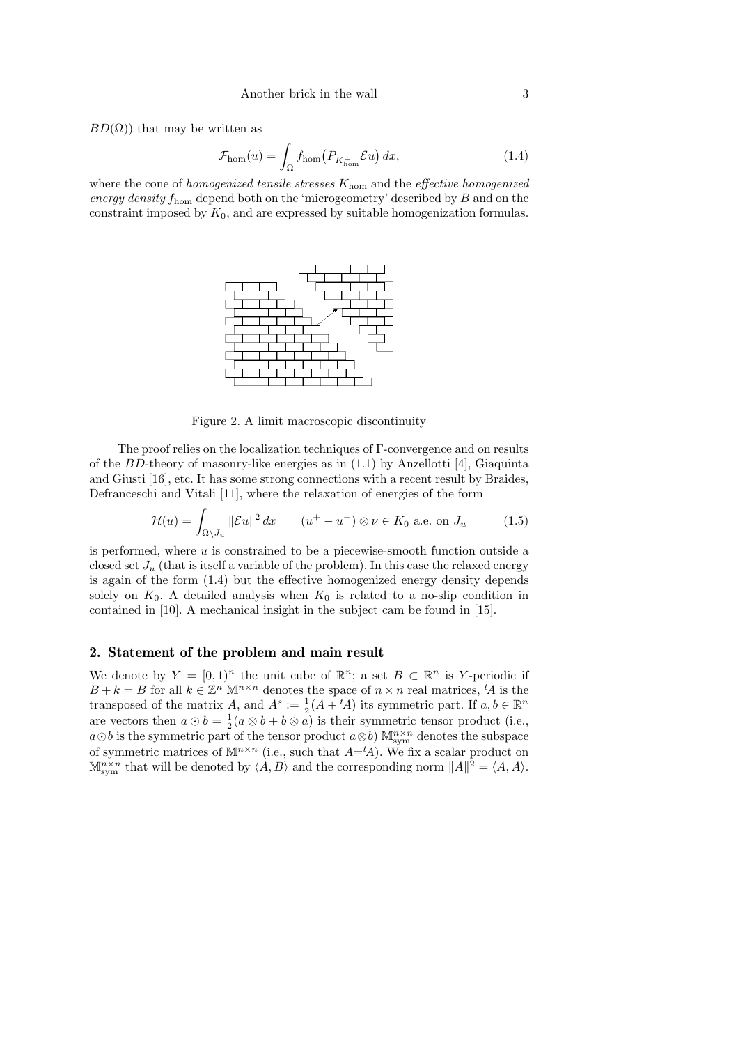$BD(\Omega)$) that may be written as

$$\mathcal{F}_{\rm hom}(u) = \int_\Omega f_{\rm hom}\big(P_{K_{\rm hom}^\perp}\mathcal{E}u\big)\,dx, \tag{1.4}$$

where the cone of *homogenized tensile stresses* $K_{\rm hom}$ and the *effective homogenized energy density* $f_{\rm hom}$ depend both on the 'microgeometry' described by $B$ and on the constraint imposed by $K_0$, and are expressed by suitable homogenization formulas.

Figure 2. A limit macroscopic discontinuity

The proof relies on the localization techniques of Γ-convergence and on results of the $BD$-theory of masonry-like energies as in (1.1) by Anzellotti [4], Giaquinta and Giusti [16], etc. It has some strong connections with a recent result by Braides, Defranceschi and Vitali [11], where the relaxation of energies of the form

$$\mathcal{H}(u) = \int_{\Omega\setminus J_u} \|\mathcal{E}u\|^2\,dx \qquad (u^+ - u^-)\otimes\nu \in K_0 \text{ a.e. on } J_u \tag{1.5}$$

is performed, where $u$ is constrained to be a piecewise-smooth function outside a closed set $J_u$ (that is itself a variable of the problem). In this case the relaxed energy is again of the form (1.4) but the effective homogenized energy density depends solely on $K_0$. A detailed analysis when $K_0$ is related to a no-slip condition in contained in [10]. A mechanical insight in the subject cam be found in [15].

## 2. Statement of the problem and main result

We denote by $Y = [0,1)^n$ the unit cube of $\mathbb{R}^n$; a set $B \subset \mathbb{R}^n$ is $Y$-periodic if $B + k = B$ for all $k \in \mathbb{Z}^n$ $\mathbb{M}^{n\times n}$ denotes the space of $n\times n$ real matrices, ${}^tA$ is the transposed of the matrix $A$, and $A^s := \frac{1}{2}(A + {}^tA)$ its symmetric part. If $a, b \in \mathbb{R}^n$ are vectors then $a \odot b = \frac{1}{2}(a\otimes b + b\otimes a)$ is their symmetric tensor product (i.e., $a\odot b$ is the symmetric part of the tensor product $a\otimes b$) $\mathbb{M}^{n\times n}_{\rm sym}$ denotes the subspace of symmetric matrices of $\mathbb{M}^{n\times n}$ (i.e., such that $A={}^tA$). We fix a scalar product on $\mathbb{M}^{n\times n}_{\rm sym}$ that will be denoted by $\langle A, B\rangle$ and the corresponding norm $\|A\|^2 = \langle A, A\rangle$.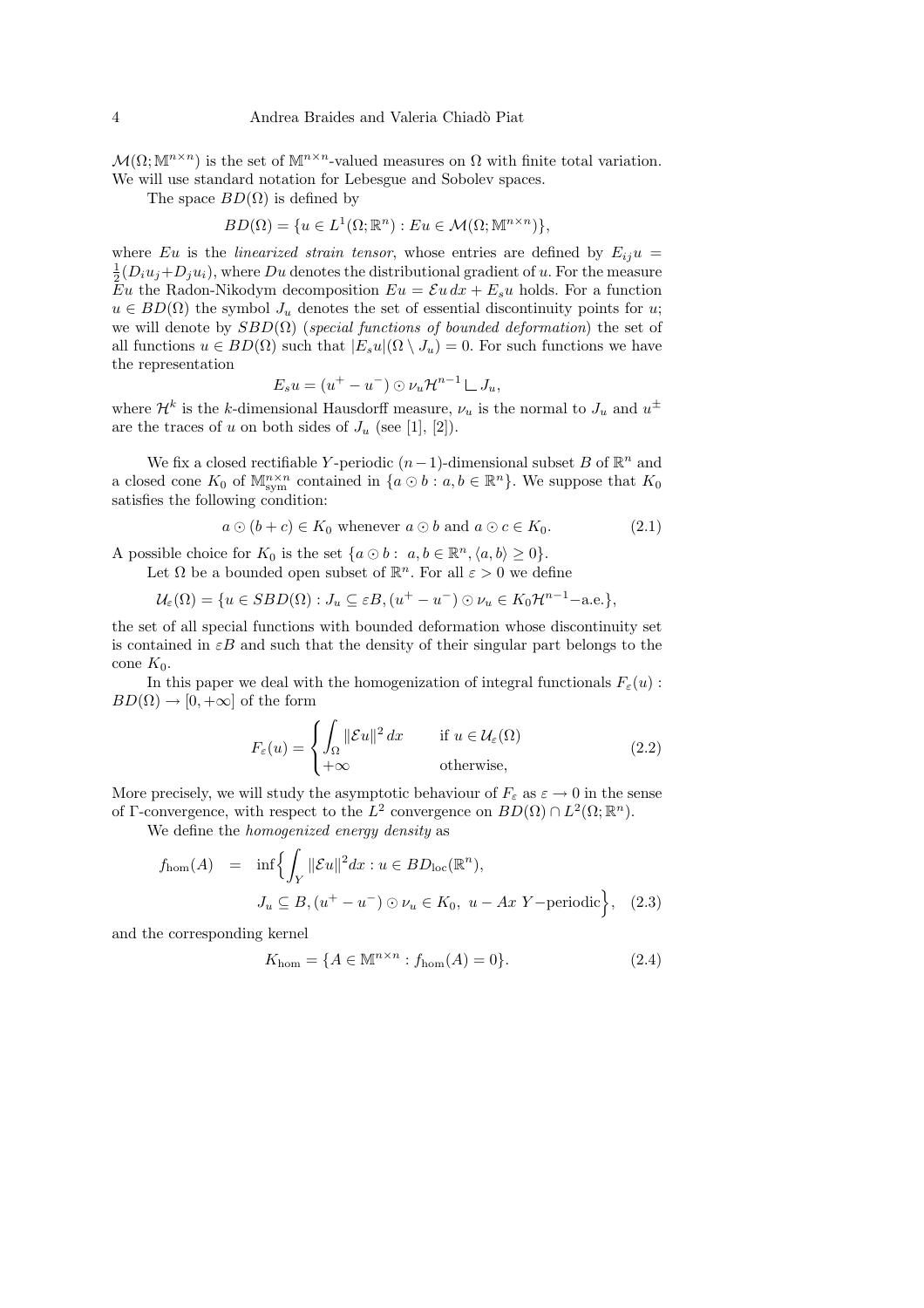$\mathcal{M}(\Omega;\mathbb{M}^{n\times n})$ is the set of $\mathbb{M}^{n\times n}$-valued measures on $\Omega$ with finite total variation. We will use standard notation for Lebesgue and Sobolev spaces.

The space $BD(\Omega)$ is defined by

$$BD(\Omega) = \{u \in L^1(\Omega;\mathbb{R}^n) : Eu \in \mathcal{M}(\Omega;\mathbb{M}^{n\times n})\},$$

where $Eu$ is the *linearized strain tensor*, whose entries are defined by $E_{ij}u = \frac{1}{2}(D_i u_j + D_j u_i)$, where $Du$ denotes the distributional gradient of $u$. For the measure $Eu$ the Radon-Nikodym decomposition $Eu = \mathcal{E}u\,dx + E_s u$ holds. For a function $u \in BD(\Omega)$ the symbol $J_u$ denotes the set of essential discontinuity points for $u$; we will denote by $SBD(\Omega)$ (*special functions of bounded deformation*) the set of all functions $u \in BD(\Omega)$ such that $|E_s u|(\Omega \setminus J_u) = 0$. For such functions we have the representation

$$E_s u = (u^+ - u^-) \odot \nu_u \mathcal{H}^{n-1} \llcorner J_u,$$

where $\mathcal{H}^k$ is the $k$-dimensional Hausdorff measure, $\nu_u$ is the normal to $J_u$ and $u^\pm$ are the traces of $u$ on both sides of $J_u$ (see [1], [2]).

We fix a closed rectifiable $Y$-periodic $(n-1)$-dimensional subset $B$ of $\mathbb{R}^n$ and a closed cone $K_0$ of $\mathbb{M}^{n\times n}_{\rm sym}$ contained in $\{a \odot b : a, b \in \mathbb{R}^n\}$. We suppose that $K_0$ satisfies the following condition:

$$a \odot (b+c) \in K_0 \text{ whenever } a \odot b \text{ and } a \odot c \in K_0. \tag{2.1}$$

A possible choice for $K_0$ is the set $\{a \odot b : \; a, b \in \mathbb{R}^n, \langle a, b\rangle \geq 0\}$.

Let $\Omega$ be a bounded open subset of $\mathbb{R}^n$. For all $\varepsilon > 0$ we define

$$\mathcal{U}_\varepsilon(\Omega) = \{u \in SBD(\Omega) : J_u \subseteq \varepsilon B, (u^+ - u^-) \odot \nu_u \in K_0 \mathcal{H}^{n-1}\text{–a.e.}\},$$

the set of all special functions with bounded deformation whose discontinuity set is contained in $\varepsilon B$ and such that the density of their singular part belongs to the cone $K_0$.

In this paper we deal with the homogenization of integral functionals $F_\varepsilon(u) : BD(\Omega) \to [0, +\infty]$ of the form

$$F_\varepsilon(u) = \begin{cases} \displaystyle\int_\Omega \|\mathcal{E}u\|^2\,dx & \text{if } u \in \mathcal{U}_\varepsilon(\Omega) \\ +\infty & \text{otherwise,} \end{cases} \tag{2.2}$$

More precisely, we will study the asymptotic behaviour of $F_\varepsilon$ as $\varepsilon \to 0$ in the sense of $\Gamma$-convergence, with respect to the $L^2$ convergence on $BD(\Omega) \cap L^2(\Omega;\mathbb{R}^n)$.

We define the *homogenized energy density* as

$$\begin{aligned} f_{\rm hom}(A) \;\; = \;\; \inf\Big\{ & \int_Y \|\mathcal{E}u\|^2 dx : u \in BD_{\rm loc}(\mathbb{R}^n), \\ & J_u \subseteq B, (u^+ - u^-) \odot \nu_u \in K_0, \; u - Ax \; Y\text{–periodic}\Big\}, \end{aligned} \tag{2.3}$$

and the corresponding kernel

$$K_{\rm hom} = \{A \in \mathbb{M}^{n\times n} : f_{\rm hom}(A) = 0\}. \tag{2.4}$$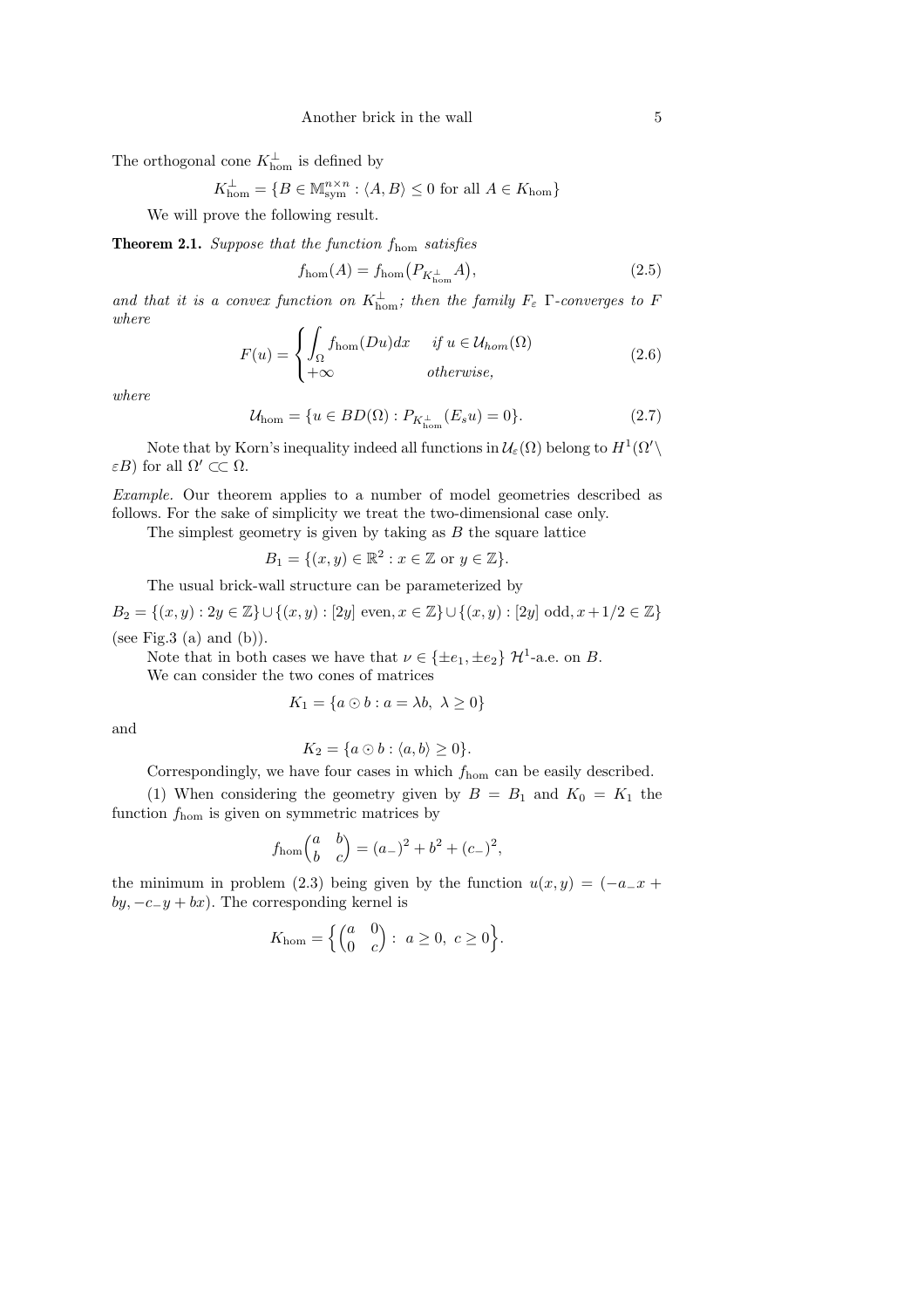The orthogonal cone $K_{\rm hom}^\perp$ is defined by

$$K_{\rm hom}^\perp = \{B \in \mathbb{M}^{n\times n}_{\rm sym} : \langle A, B\rangle \le 0 \text{ for all } A \in K_{\rm hom}\}$$

We will prove the following result.

**Theorem 2.1.** *Suppose that the function $f_{\rm hom}$ satisfies*

$$f_{\rm hom}(A) = f_{\rm hom}\big(P_{K_{\rm hom}^\perp} A\big), \tag{2.5}$$

*and that it is a convex function on $K_{\rm hom}^\perp$; then the family $F_\varepsilon$ $\Gamma$-converges to $F$ where*

$$F(u) = \begin{cases} \displaystyle\int_\Omega f_{\rm hom}(Du)dx & \text{if } u \in \mathcal{U}_{hom}(\Omega) \\ +\infty & \text{otherwise,} \end{cases} \tag{2.6}$$

*where*

$$\mathcal{U}_{\rm hom} = \{u \in BD(\Omega) : P_{K_{\rm hom}^\perp}(E_s u) = 0\}. \tag{2.7}$$

Note that by Korn's inequality indeed all functions in $\mathcal{U}_\varepsilon(\Omega)$ belong to $H^1(\Omega'\setminus \varepsilon B)$ for all $\Omega' \subset\subset \Omega$.

*Example.* Our theorem applies to a number of model geometries described as follows. For the sake of simplicity we treat the two-dimensional case only.

The simplest geometry is given by taking as $B$ the square lattice

$$B_1 = \{(x, y) \in \mathbb{R}^2 : x \in \mathbb{Z} \text{ or } y \in \mathbb{Z}\}.$$

The usual brick-wall structure can be parameterized by

$$B_2 = \{(x, y) : 2y \in \mathbb{Z}\} \cup \{(x, y) : [2y] \text{ even}, x \in \mathbb{Z}\} \cup \{(x, y) : [2y] \text{ odd}, x + 1/2 \in \mathbb{Z}\}$$

(see Fig.3 (a) and (b)).

Note that in both cases we have that $\nu \in \{\pm e_1, \pm e_2\}$ $\mathcal{H}^1$-a.e. on $B$.

We can consider the two cones of matrices

$$K_1 = \{a \odot b : a = \lambda b,\ \lambda \ge 0\}$$

and

$$K_2 = \{a \odot b : \langle a, b\rangle \ge 0\}.$$

Correspondingly, we have four cases in which $f_{\rm hom}$ can be easily described.

(1) When considering the geometry given by $B = B_1$ and $K_0 = K_1$ the function $f_{\rm hom}$ is given on symmetric matrices by

$$f_{\rm hom}\begin{pmatrix} a & b \\ b & c \end{pmatrix} = (a_-)^2 + b^2 + (c_-)^2,$$

the minimum in problem (2.3) being given by the function $u(x, y) = (-a_- x + by, -c_- y + bx)$. The corresponding kernel is

$$K_{\rm hom} = \Big\{ \begin{pmatrix} a & 0 \\ 0 & c \end{pmatrix} :\ a \ge 0,\ c \ge 0 \Big\}.$$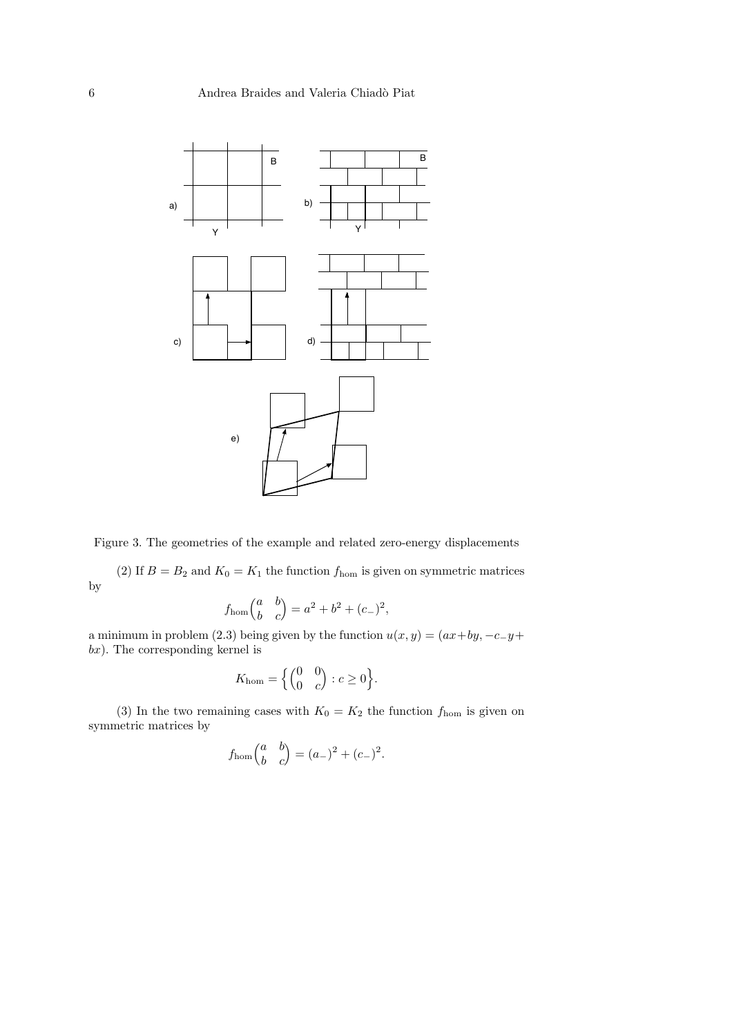Figure 3. The geometries of the example and related zero-energy displacements

(2) If $B = B_2$ and $K_0 = K_1$ the function $f_{\text{hom}}$ is given on symmetric matrices by

$$f_{\text{hom}}\begin{pmatrix} a & b \\ b & c \end{pmatrix} = a^2 + b^2 + (c_-)^2,$$

a minimum in problem (2.3) being given by the function $u(x, y) = (ax+by, -c_-y+bx)$. The corresponding kernel is

$$K_{\text{hom}} = \Big\{ \begin{pmatrix} 0 & 0 \\ 0 & c \end{pmatrix} : c \geq 0 \Big\}.$$

(3) In the two remaining cases with $K_0 = K_2$ the function $f_{\text{hom}}$ is given on symmetric matrices by

$$f_{\text{hom}}\begin{pmatrix} a & b \\ b & c \end{pmatrix} = (a_-)^2 + (c_-)^2.$$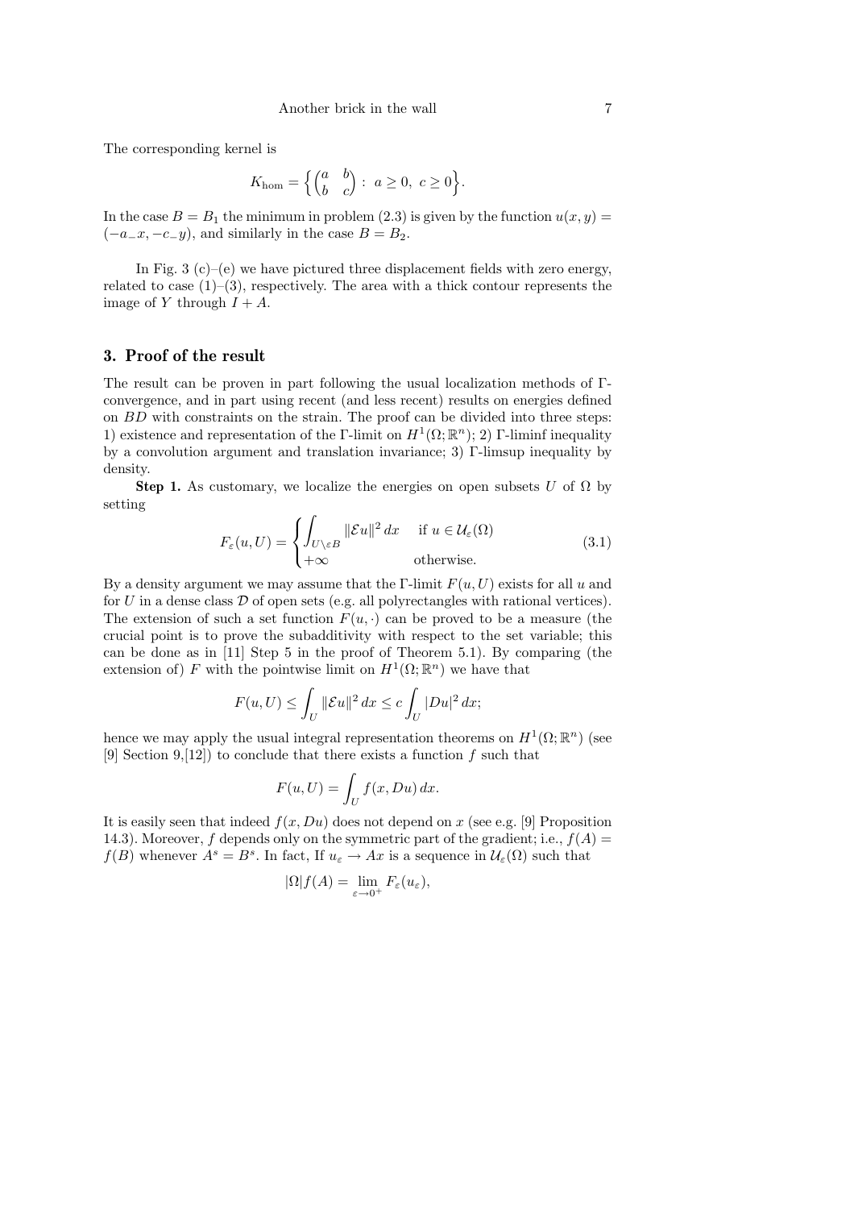The corresponding kernel is

$$K_{\rm hom} = \Big\{ \begin{pmatrix} a & b \\ b & c \end{pmatrix} : \ a \geq 0, \ c \geq 0 \Big\}.$$

In the case $B = B_1$ the minimum in problem (2.3) is given by the function $u(x, y) = (-a_- x, -c_- y)$, and similarly in the case $B = B_2$.

In Fig. 3 (c)–(e) we have pictured three displacement fields with zero energy, related to case (1)–(3), respectively. The area with a thick contour represents the image of $Y$ through $I + A$.

## 3. Proof of the result

The result can be proven in part following the usual localization methods of Γ-convergence, and in part using recent (and less recent) results on energies defined on $BD$ with constraints on the strain. The proof can be divided into three steps: 1) existence and representation of the Γ-limit on $H^1(\Omega; \mathbb{R}^n)$; 2) Γ-liminf inequality by a convolution argument and translation invariance; 3) Γ-limsup inequality by density.

**Step 1.** As customary, we localize the energies on open subsets $U$ of $\Omega$ by setting

$$F_\varepsilon(u, U) = \begin{cases} \displaystyle\int_{U \setminus \varepsilon B} \|\mathcal{E} u\|^2 \, dx & \text{if } u \in \mathcal{U}_\varepsilon(\Omega) \\ +\infty & \text{otherwise.} \end{cases} \tag{3.1}$$

By a density argument we may assume that the Γ-limit $F(u, U)$ exists for all $u$ and for $U$ in a dense class $\mathcal{D}$ of open sets (e.g. all polyrectangles with rational vertices). The extension of such a set function $F(u, \cdot)$ can be proved to be a measure (the crucial point is to prove the subadditivity with respect to the set variable; this can be done as in [11] Step 5 in the proof of Theorem 5.1). By comparing (the extension of) $F$ with the pointwise limit on $H^1(\Omega; \mathbb{R}^n)$ we have that

$$F(u, U) \leq \int_U \|\mathcal{E} u\|^2 \, dx \leq c \int_U |Du|^2 \, dx;$$

hence we may apply the usual integral representation theorems on $H^1(\Omega; \mathbb{R}^n)$ (see [9] Section 9,[12]) to conclude that there exists a function $f$ such that

$$F(u, U) = \int_U f(x, Du) \, dx.$$

It is easily seen that indeed $f(x, Du)$ does not depend on $x$ (see e.g. [9] Proposition 14.3). Moreover, $f$ depends only on the symmetric part of the gradient; i.e., $f(A) = f(B)$ whenever $A^s = B^s$. In fact, If $u_\varepsilon \to Ax$ is a sequence in $\mathcal{U}_\varepsilon(\Omega)$ such that

$$|\Omega| f(A) = \lim_{\varepsilon \to 0^+} F_\varepsilon(u_\varepsilon),$$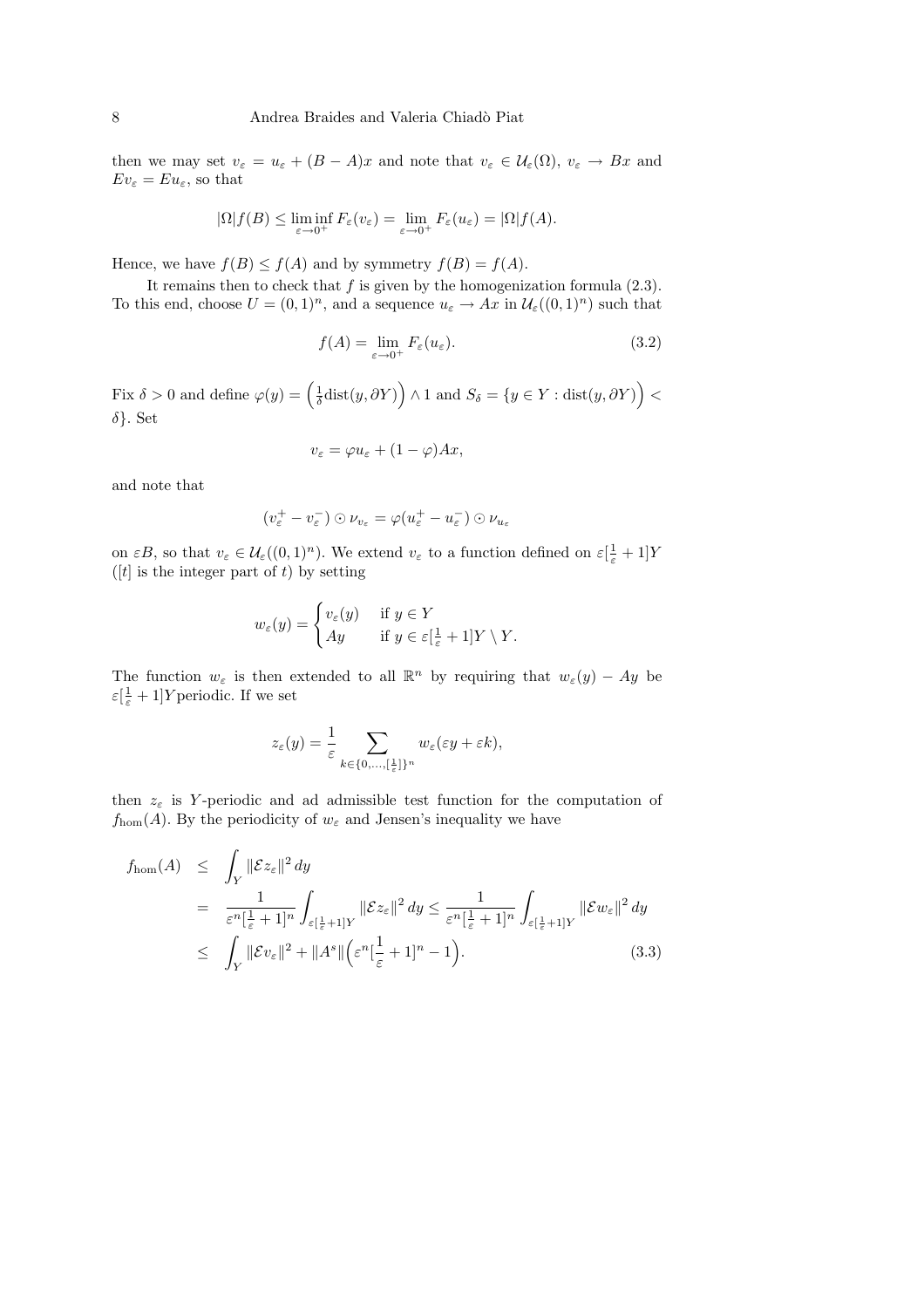then we may set $v_\varepsilon = u_\varepsilon + (B-A)x$ and note that $v_\varepsilon \in \mathcal{U}_\varepsilon(\Omega)$, $v_\varepsilon \to Bx$ and $Ev_\varepsilon = Eu_\varepsilon$, so that

$$|\Omega| f(B) \le \liminf_{\varepsilon\to 0^+} F_\varepsilon(v_\varepsilon) = \lim_{\varepsilon\to 0^+} F_\varepsilon(u_\varepsilon) = |\Omega| f(A).$$

Hence, we have $f(B) \le f(A)$ and by symmetry $f(B) = f(A)$.

It remains then to check that $f$ is given by the homogenization formula (2.3). To this end, choose $U = (0,1)^n$, and a sequence $u_\varepsilon \to Ax$ in $\mathcal{U}_\varepsilon((0,1)^n)$ such that

$$f(A) = \lim_{\varepsilon\to 0^+} F_\varepsilon(u_\varepsilon). \tag{3.2}$$

Fix $\delta > 0$ and define $\varphi(y) = \Big(\frac{1}{\delta}\mathrm{dist}(y,\partial Y)\Big) \wedge 1$ and $S_\delta = \{y \in Y : \mathrm{dist}(y,\partial Y)\Big) < \delta\}$. Set

$$v_\varepsilon = \varphi u_\varepsilon + (1-\varphi)Ax,$$

and note that

$$(v_\varepsilon^+ - v_\varepsilon^-) \odot \nu_{v_\varepsilon} = \varphi(u_\varepsilon^+ - u_\varepsilon^-) \odot \nu_{u_\varepsilon}$$

on $\varepsilon B$, so that $v_\varepsilon \in \mathcal{U}_\varepsilon((0,1)^n)$. We extend $v_\varepsilon$ to a function defined on $\varepsilon[\frac{1}{\varepsilon}+1]Y$ ($[t]$ is the integer part of $t$) by setting

$$w_\varepsilon(y) = \begin{cases} v_\varepsilon(y) & \text{if } y \in Y \\ Ay & \text{if } y \in \varepsilon[\frac{1}{\varepsilon}+1]Y \setminus Y. \end{cases}$$

The function $w_\varepsilon$ is then extended to all $\mathbb{R}^n$ by requiring that $w_\varepsilon(y) - Ay$ be $\varepsilon[\frac{1}{\varepsilon}+1]Y$periodic. If we set

$$z_\varepsilon(y) = \frac{1}{\varepsilon} \sum_{k \in \{0,\dots,[\frac{1}{\varepsilon}]\}^n} w_\varepsilon(\varepsilon y + \varepsilon k),$$

then $z_\varepsilon$ is $Y$-periodic and ad admissible test function for the computation of $f_{\mathrm{hom}}(A)$. By the periodicity of $w_\varepsilon$ and Jensen's inequality we have

$$\begin{aligned} f_{\mathrm{hom}}(A) &\le \int_Y \|\mathcal{E} z_\varepsilon\|^2\,dy \\ &= \frac{1}{\varepsilon^n[\frac{1}{\varepsilon}+1]^n} \int_{\varepsilon[\frac{1}{\varepsilon}+1]Y} \|\mathcal{E} z_\varepsilon\|^2\,dy \le \frac{1}{\varepsilon^n[\frac{1}{\varepsilon}+1]^n} \int_{\varepsilon[\frac{1}{\varepsilon}+1]Y} \|\mathcal{E} w_\varepsilon\|^2\,dy \\ &\le \int_Y \|\mathcal{E} v_\varepsilon\|^2 + \|A^s\|\Big(\varepsilon^n[\frac{1}{\varepsilon}+1]^n - 1\Big). \end{aligned} \tag{3.3}$$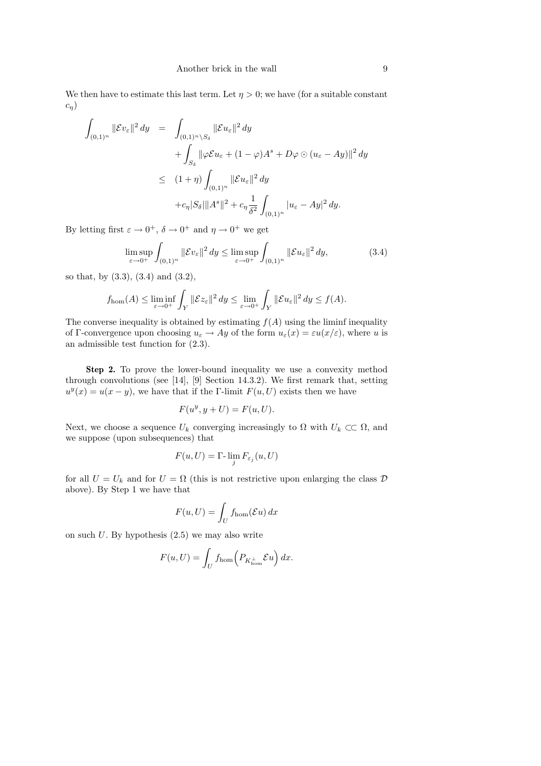We then have to estimate this last term. Let $\eta > 0$; we have (for a suitable constant $c_\eta$)

$$
\begin{aligned}
\int_{(0,1)^n} \|\mathcal{E}v_\varepsilon\|^2\,dy &= \int_{(0,1)^n\setminus S_\delta} \|\mathcal{E}u_\varepsilon\|^2\,dy \\
&\quad + \int_{S_\delta} \|\varphi \mathcal{E}u_\varepsilon + (1-\varphi)A^s + D\varphi \odot (u_\varepsilon - Ay)\|^2\,dy \\
&\leq (1+\eta)\int_{(0,1)^n} \|\mathcal{E}u_\varepsilon\|^2\,dy \\
&\quad + c_\eta |S_\delta| \|A^s\|^2 + c_\eta \frac{1}{\delta^2}\int_{(0,1)^n} |u_\varepsilon - Ay|^2\,dy.
\end{aligned}
$$

By letting first $\varepsilon \to 0^+$, $\delta \to 0^+$ and $\eta \to 0^+$ we get

$$
\limsup_{\varepsilon\to 0^+} \int_{(0,1)^n} \|\mathcal{E}v_\varepsilon\|^2\,dy \leq \limsup_{\varepsilon\to 0^+} \int_{(0,1)^n} \|\mathcal{E}u_\varepsilon\|^2\,dy, \tag{3.4}
$$

so that, by (3.3), (3.4) and (3.2),

$$
f_{\rm hom}(A) \leq \liminf_{\varepsilon\to 0^+} \int_Y \|\mathcal{E}z_\varepsilon\|^2\,dy \leq \lim_{\varepsilon\to 0^+} \int_Y \|\mathcal{E}u_\varepsilon\|^2\,dy \leq f(A).
$$

The converse inequality is obtained by estimating $f(A)$ using the liminf inequality of $\Gamma$-convergence upon choosing $u_\varepsilon \to Ay$ of the form $u_\varepsilon(x) = \varepsilon u(x/\varepsilon)$, where $u$ is an admissible test function for (2.3).

**Step 2.** To prove the lower-bound inequality we use a convexity method through convolutions (see [14], [9] Section 14.3.2). We first remark that, setting $u^y(x) = u(x-y)$, we have that if the $\Gamma$-limit $F(u,U)$ exists then we have

$$
F(u^y, y+U) = F(u,U).
$$

Next, we choose a sequence $U_k$ converging increasingly to $\Omega$ with $U_k \subset\subset \Omega$, and we suppose (upon subsequences) that

$$
F(u,U) = \Gamma\text{-}\lim_j F_{\varepsilon_j}(u,U)
$$

for all $U = U_k$ and for $U = \Omega$ (this is not restrictive upon enlarging the class $\mathcal{D}$ above). By Step 1 we have that

$$
F(u,U) = \int_U f_{\rm hom}(\mathcal{E}u)\,dx
$$

on such $U$. By hypothesis (2.5) we may also write

$$
F(u,U) = \int_U f_{\rm hom}\Big(P_{K^\perp_{\rm hom}} \mathcal{E}u\Big)\,dx.
$$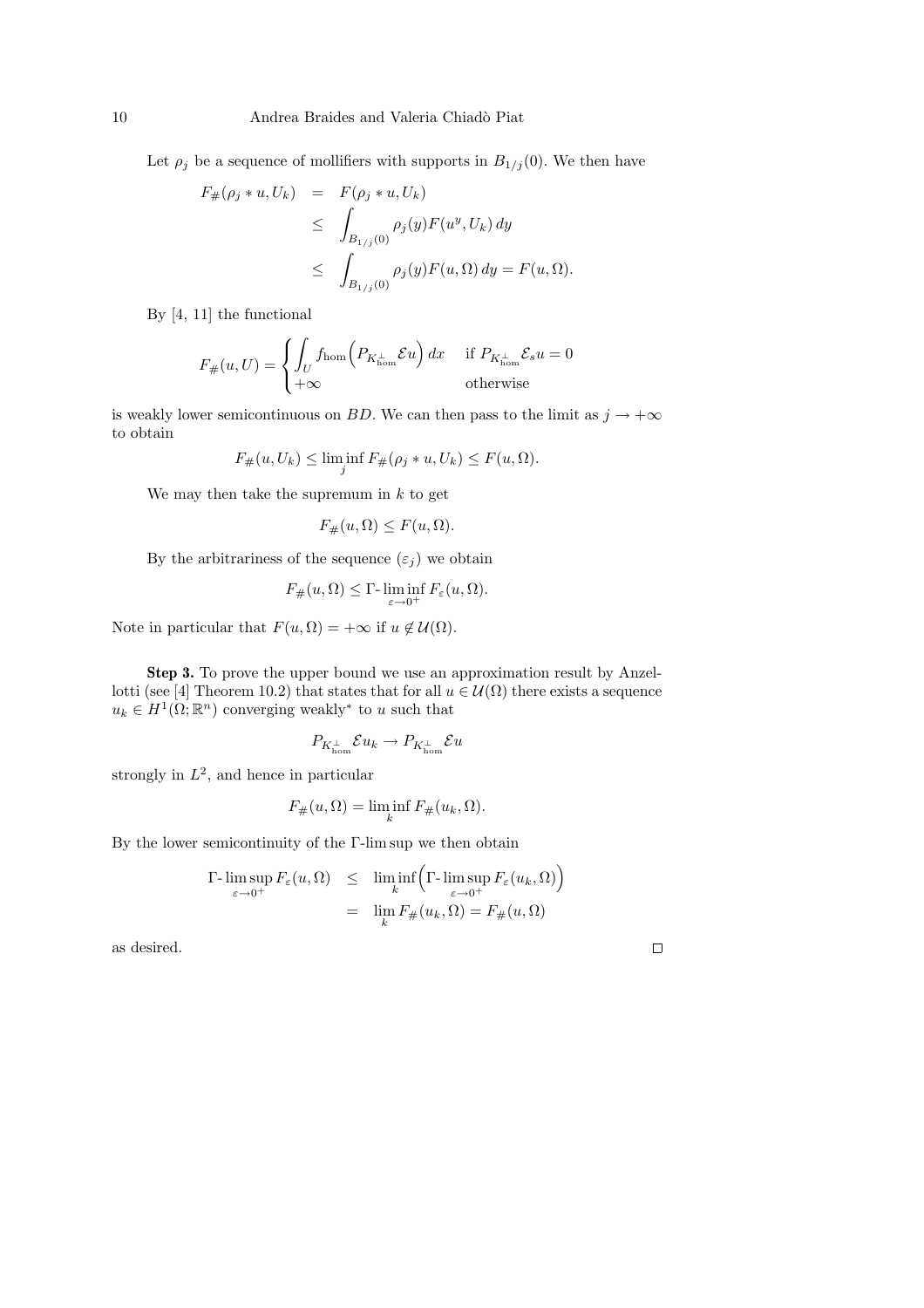Let $\rho_j$ be a sequence of mollifiers with supports in $B_{1/j}(0)$. We then have

$$
\begin{aligned}
F_\#(\rho_j * u, U_k) &= F(\rho_j * u, U_k) \\
&\leq \int_{B_{1/j}(0)} \rho_j(y) F(u^y, U_k)\, dy \\
&\leq \int_{B_{1/j}(0)} \rho_j(y) F(u, \Omega)\, dy = F(u, \Omega).
\end{aligned}
$$

By [4, 11] the functional

$$
F_\#(u, U) = \begin{cases} \displaystyle\int_U f_{\text{hom}}\Big(P_{K_{\text{hom}}^\perp} \mathcal{E} u\Big)\, dx & \text{if } P_{K_{\text{hom}}^\perp} \mathcal{E}_s u = 0 \\ +\infty & \text{otherwise} \end{cases}
$$

is weakly lower semicontinuous on $BD$. We can then pass to the limit as $j \to +\infty$ to obtain

$$
F_\#(u, U_k) \leq \liminf_j F_\#(\rho_j * u, U_k) \leq F(u, \Omega).
$$

We may then take the supremum in $k$ to get

$$
F_\#(u, \Omega) \leq F(u, \Omega).
$$

By the arbitrariness of the sequence $(\varepsilon_j)$ we obtain

$$
F_\#(u, \Omega) \leq \Gamma\text{-}\liminf_{\varepsilon \to 0^+} F_\varepsilon(u, \Omega).
$$

Note in particular that $F(u, \Omega) = +\infty$ if $u \notin \mathcal{U}(\Omega)$.

**Step 3.** To prove the upper bound we use an approximation result by Anzellotti (see [4] Theorem 10.2) that states that for all $u \in \mathcal{U}(\Omega)$ there exists a sequence $u_k \in H^1(\Omega; \mathbb{R}^n)$ converging weakly$^*$ to $u$ such that

$$
P_{K_{\text{hom}}^\perp} \mathcal{E} u_k \to P_{K_{\text{hom}}^\perp} \mathcal{E} u
$$

strongly in $L^2$, and hence in particular

$$
F_\#(u, \Omega) = \liminf_k F_\#(u_k, \Omega).
$$

By the lower semicontinuity of the $\Gamma$-lim sup we then obtain

$$
\begin{aligned}
\Gamma\text{-}\limsup_{\varepsilon \to 0^+} F_\varepsilon(u, \Omega) &\leq \liminf_k \Big(\Gamma\text{-}\limsup_{\varepsilon \to 0^+} F_\varepsilon(u_k, \Omega)\Big) \\
&= \lim_k F_\#(u_k, \Omega) = F_\#(u, \Omega)
\end{aligned}
$$

as desired. $\square$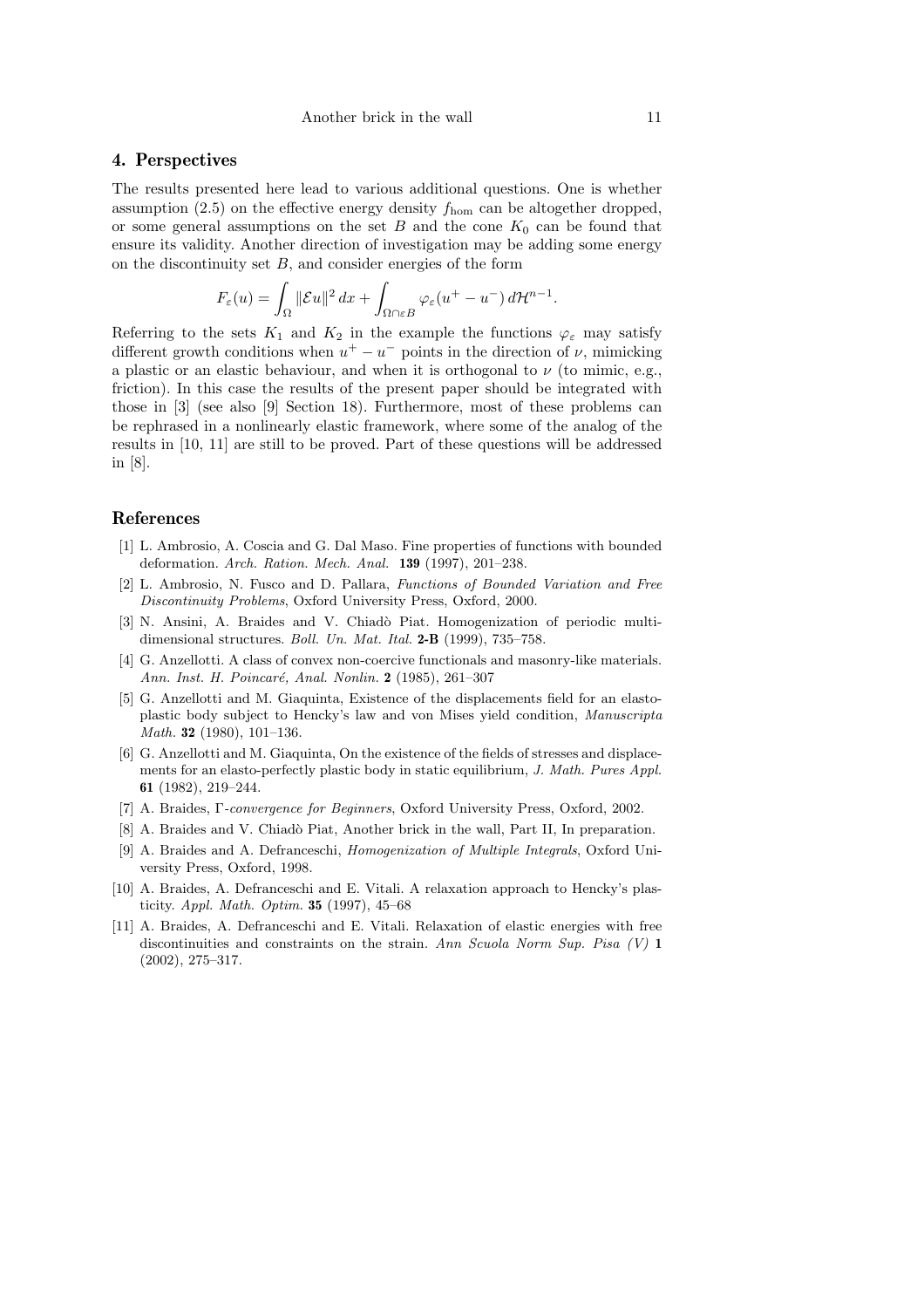## 4. Perspectives

The results presented here lead to various additional questions. One is whether assumption (2.5) on the effective energy density $f_{\rm hom}$ can be altogether dropped, or some general assumptions on the set $B$ and the cone $K_0$ can be found that ensure its validity. Another direction of investigation may be adding some energy on the discontinuity set $B$, and consider energies of the form

$$F_\varepsilon(u) = \int_\Omega \|\mathcal{E}u\|^2\,dx + \int_{\Omega\cap\varepsilon B} \varphi_\varepsilon(u^+ - u^-)\,d\mathcal{H}^{n-1}.$$

Referring to the sets $K_1$ and $K_2$ in the example the functions $\varphi_\varepsilon$ may satisfy different growth conditions when $u^+ - u^-$ points in the direction of $\nu$, mimicking a plastic or an elastic behaviour, and when it is orthogonal to $\nu$ (to mimic, e.g., friction). In this case the results of the present paper should be integrated with those in [3] (see also [9] Section 18). Furthermore, most of these problems can be rephrased in a nonlinearly elastic framework, where some of the analog of the results in [10, 11] are still to be proved. Part of these questions will be addressed in [8].

## References

[1] L. Ambrosio, A. Coscia and G. Dal Maso. Fine properties of functions with bounded deformation. *Arch. Ration. Mech. Anal.* **139** (1997), 201–238.

[2] L. Ambrosio, N. Fusco and D. Pallara, *Functions of Bounded Variation and Free Discontinuity Problems*, Oxford University Press, Oxford, 2000.

[3] N. Ansini, A. Braides and V. Chiadò Piat. Homogenization of periodic multidimensional structures. *Boll. Un. Mat. Ital.* **2-B** (1999), 735–758.

[4] G. Anzellotti. A class of convex non-coercive functionals and masonry-like materials. *Ann. Inst. H. Poincaré, Anal. Nonlin.* **2** (1985), 261–307

[5] G. Anzellotti and M. Giaquinta, Existence of the displacements field for an elastoplastic body subject to Hencky's law and von Mises yield condition, *Manuscripta Math.* **32** (1980), 101–136.

[6] G. Anzellotti and M. Giaquinta, On the existence of the fields of stresses and displacements for an elasto-perfectly plastic body in static equilibrium, *J. Math. Pures Appl.* **61** (1982), 219–244.

[7] A. Braides, *Γ-convergence for Beginners*, Oxford University Press, Oxford, 2002.

[8] A. Braides and V. Chiadò Piat, Another brick in the wall, Part II, In preparation.

[9] A. Braides and A. Defranceschi, *Homogenization of Multiple Integrals*, Oxford University Press, Oxford, 1998.

[10] A. Braides, A. Defranceschi and E. Vitali. A relaxation approach to Hencky's plasticity. *Appl. Math. Optim.* **35** (1997), 45–68

[11] A. Braides, A. Defranceschi and E. Vitali. Relaxation of elastic energies with free discontinuities and constraints on the strain. *Ann Scuola Norm Sup. Pisa (V)* **1** (2002), 275–317.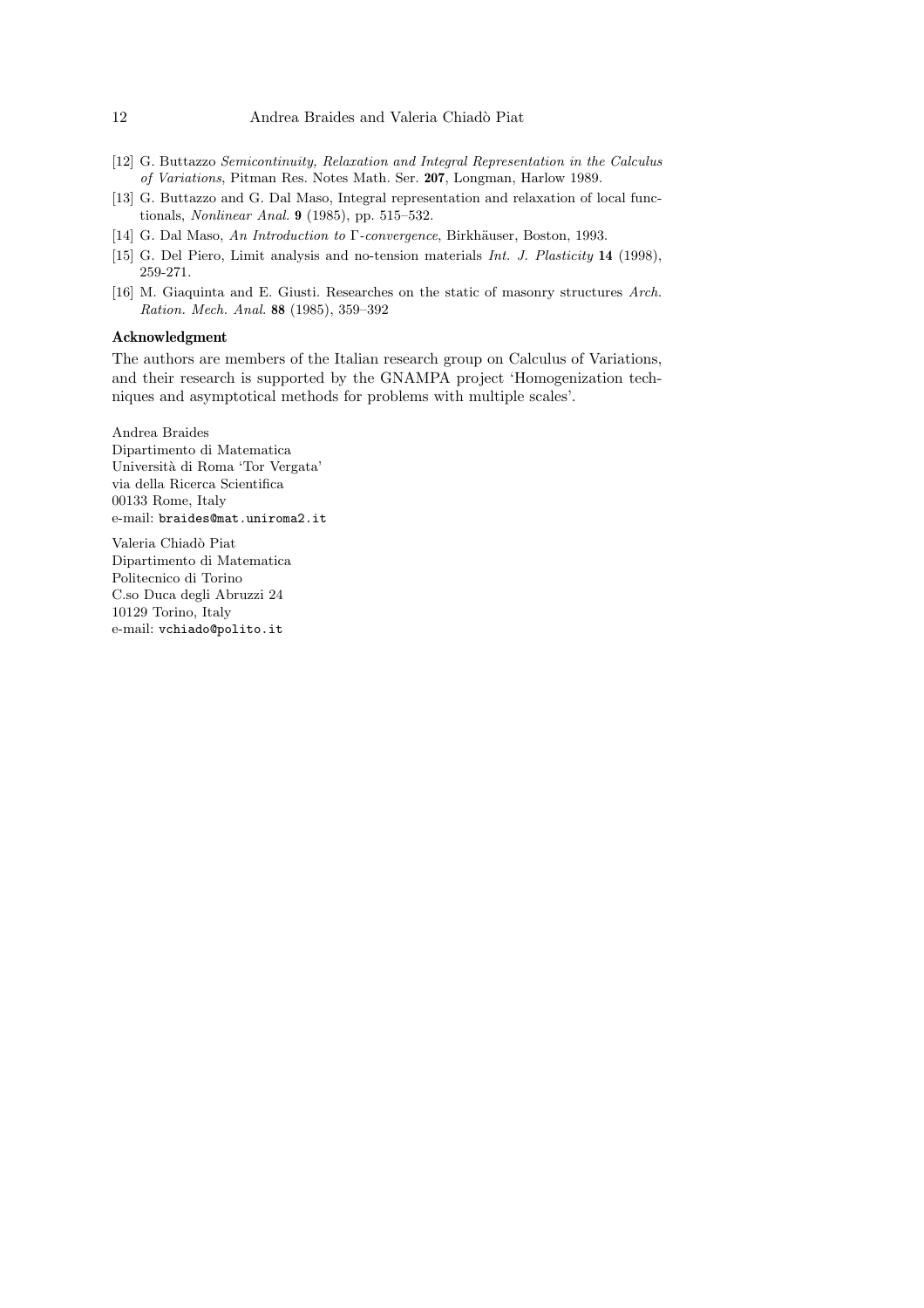[12] G. Buttazzo *Semicontinuity, Relaxation and Integral Representation in the Calculus of Variations*, Pitman Res. Notes Math. Ser. **207**, Longman, Harlow 1989.

[13] G. Buttazzo and G. Dal Maso, Integral representation and relaxation of local functionals, *Nonlinear Anal.* **9** (1985), pp. 515–532.

[14] G. Dal Maso, *An Introduction to* Γ*-convergence*, Birkhäuser, Boston, 1993.

[15] G. Del Piero, Limit analysis and no-tension materials *Int. J. Plasticity* **14** (1998), 259-271.

[16] M. Giaquinta and E. Giusti. Researches on the static of masonry structures *Arch. Ration. Mech. Anal.* **88** (1985), 359–392

**Acknowledgment**

The authors are members of the Italian research group on Calculus of Variations, and their research is supported by the GNAMPA project 'Homogenization techniques and asymptotical methods for problems with multiple scales'.

Andrea Braides
Dipartimento di Matematica
Università di Roma 'Tor Vergata'
via della Ricerca Scientifica
00133 Rome, Italy
e-mail: braides@mat.uniroma2.it

Valeria Chiadò Piat
Dipartimento di Matematica
Politecnico di Torino
C.so Duca degli Abruzzi 24
10129 Torino, Italy
e-mail: vchiado@polito.it